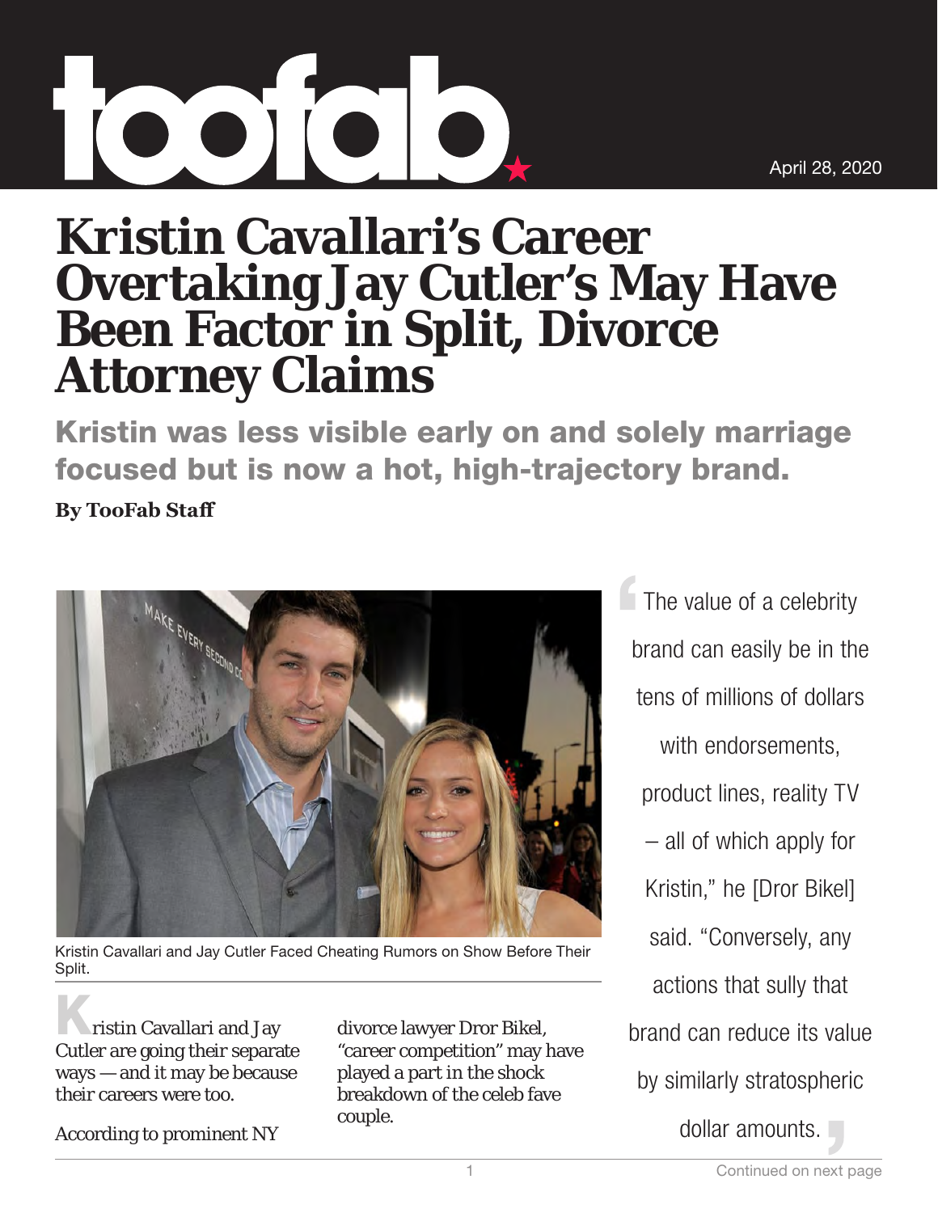April 28, 2020

# Kristin Cavallari's Career Overtaking Jay Cutler's May Have Been Factor in Split, Divorce Attorney Claims

## Kristin was less visible early on and solely marriage focused but is now a hot, high-trajectory brand.

**By TooFab Staff**

Kristin Cavallari and Jay Cutler Faced Cheating Rumors on Show Before Their Split.

Kristin Cavallari and Jay Cutler are going their separate ways — and it may be because their careers were too.

According to prominent NY divorce lawyer Dror Bikel, "career competition" may have played a part in the shock breakdown of the celeb fave couple.

> The value of a celebrity brand can easily be in the tens of millions of dollars with endorsements, product lines, reality TV – all of which apply for Kristin," he [Dror Bikel] said. "Conversely, any actions that sully that brand can reduce its value by similarly stratospheric dollar amounts.

Continued on next page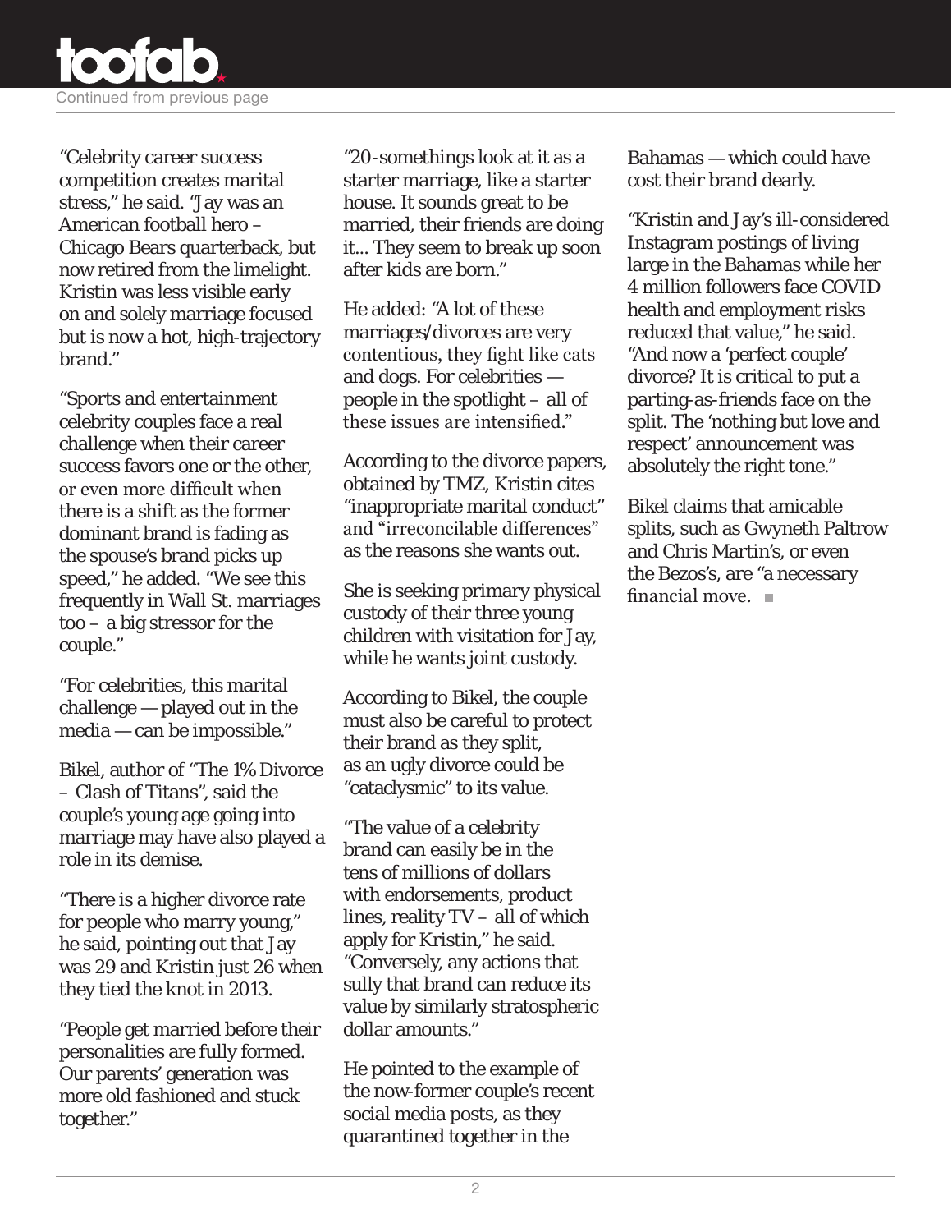"Celebrity career success competition creates marital stress," he said. "Jay was an American football hero – Chicago Bears quarterback, but now retired from the limelight. Kristin was less visible early on and solely marriage focused but is now a hot, high-trajectory brand."

"Sports and entertainment celebrity couples face a real challenge when their career success favors one or the other, or even more difficult when there is a shift as the former dominant brand is fading as the spouse's brand picks up speed," he added. "We see this frequently in Wall St. marriages too – a big stressor for the couple."

"For celebrities, this marital challenge — played out in the media — can be impossible."

Bikel, author of "The 1% Divorce – Clash of Titans", said the couple's young age going into marriage may have also played a role in its demise.

"There is a higher divorce rate for people who marry young," he said, pointing out that Jay was 29 and Kristin just 26 when they tied the knot in 2013.

"People get married before their personalities are fully formed. Our parents' generation was more old fashioned and stuck together."

"20-somethings look at it as a starter marriage, like a starter house. It sounds great to be married, their friends are doing it... They seem to break up soon after kids are born."

He added: "A lot of these marriages/divorces are very contentious, they fight like cats and dogs. For celebrities — people in the spotlight – all of these issues are intensified."

According to the divorce papers, obtained by TMZ, Kristin cites "inappropriate marital conduct" and "irreconcilable differences" as the reasons she wants out.

She is seeking primary physical custody of their three young children with visitation for Jay, while he wants joint custody.

According to Bikel, the couple must also be careful to protect their brand as they split, as an ugly divorce could be "cataclysmic" to its value.

"The value of a celebrity brand can easily be in the tens of millions of dollars with endorsements, product lines, reality TV – all of which apply for Kristin," he said. "Conversely, any actions that sully that brand can reduce its value by similarly stratospheric dollar amounts."

He pointed to the example of the now-former couple's recent social media posts, as they quarantined together in the Bahamas — which could have cost their brand dearly.

"Kristin and Jay's ill-considered Instagram postings of living large in the Bahamas while her 4 million followers face COVID health and employment risks reduced that value," he said. "And now a 'perfect couple' divorce? It is critical to put a parting-as-friends face on the split. The 'nothing but love and respect' announcement was absolutely the right tone."

Bikel claims that amicable splits, such as Gwyneth Paltrow and Chris Martin's, or even the Bezos's, are "a necessary financial move.